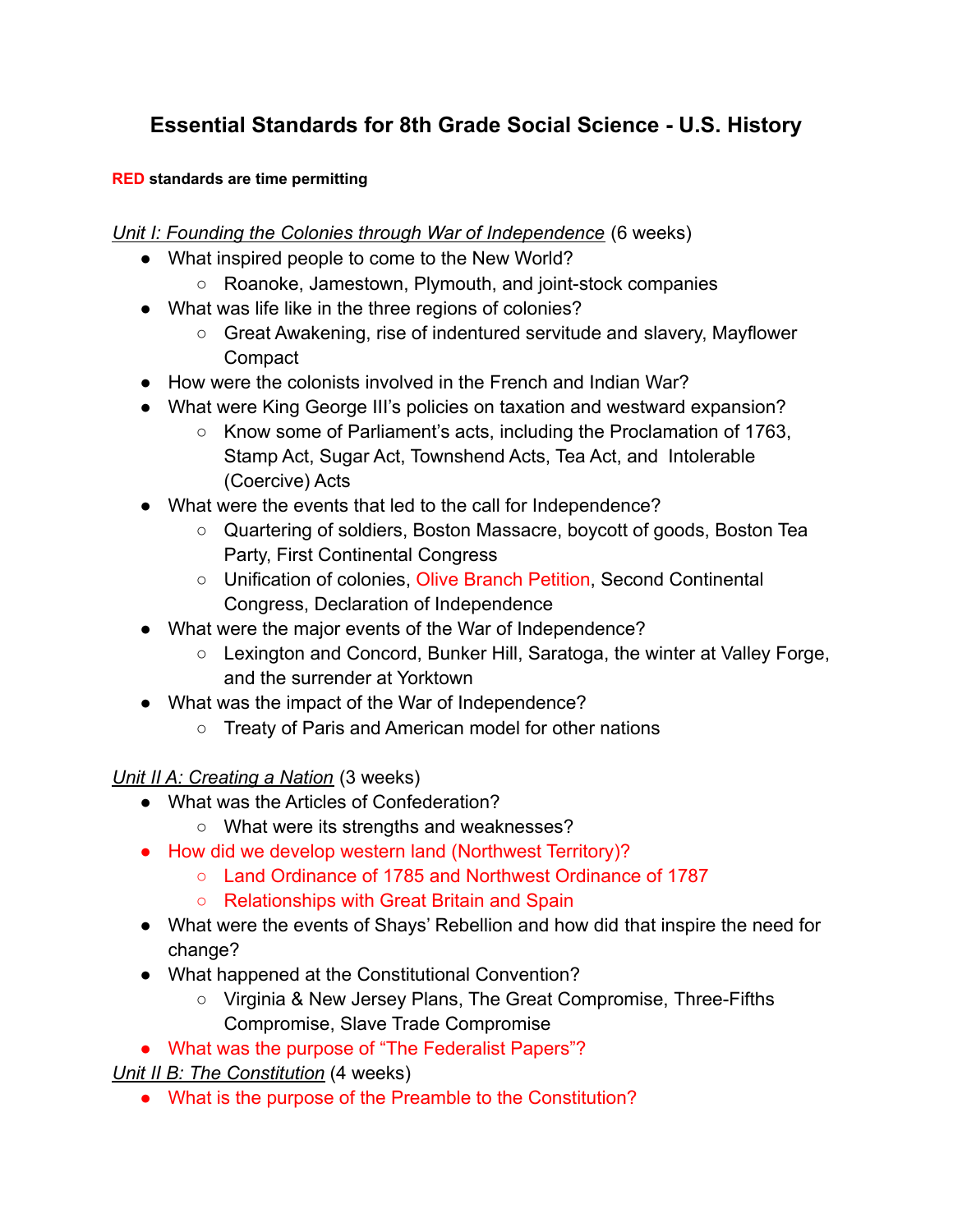# Essential Standards for 8th Grade Social Science - U.S. History

**RED standards are time permitting**

*Unit I: Founding the Colonies through War of Independence* (6 weeks)

- What inspired people to come to the New World?
  - Roanoke, Jamestown, Plymouth, and joint-stock companies
- What was life like in the three regions of colonies?
  - Great Awakening, rise of indentured servitude and slavery, Mayflower Compact
- How were the colonists involved in the French and Indian War?
- What were King George III's policies on taxation and westward expansion?
  - Know some of Parliament's acts, including the Proclamation of 1763, Stamp Act, Sugar Act, Townshend Acts, Tea Act, and Intolerable (Coercive) Acts
- What were the events that led to the call for Independence?
  - Quartering of soldiers, Boston Massacre, boycott of goods, Boston Tea Party, First Continental Congress
  - Unification of colonies, Olive Branch Petition, Second Continental Congress, Declaration of Independence
- What were the major events of the War of Independence?
  - Lexington and Concord, Bunker Hill, Saratoga, the winter at Valley Forge, and the surrender at Yorktown
- What was the impact of the War of Independence?
  - Treaty of Paris and American model for other nations

*Unit II A: Creating a Nation* (3 weeks)

- What was the Articles of Confederation?
  - What were its strengths and weaknesses?
- How did we develop western land (Northwest Territory)?
  - Land Ordinance of 1785 and Northwest Ordinance of 1787
  - Relationships with Great Britain and Spain
- What were the events of Shays' Rebellion and how did that inspire the need for change?
- What happened at the Constitutional Convention?
  - Virginia & New Jersey Plans, The Great Compromise, Three-Fifths Compromise, Slave Trade Compromise
- What was the purpose of "The Federalist Papers"?

*Unit II B: The Constitution* (4 weeks)

- What is the purpose of the Preamble to the Constitution?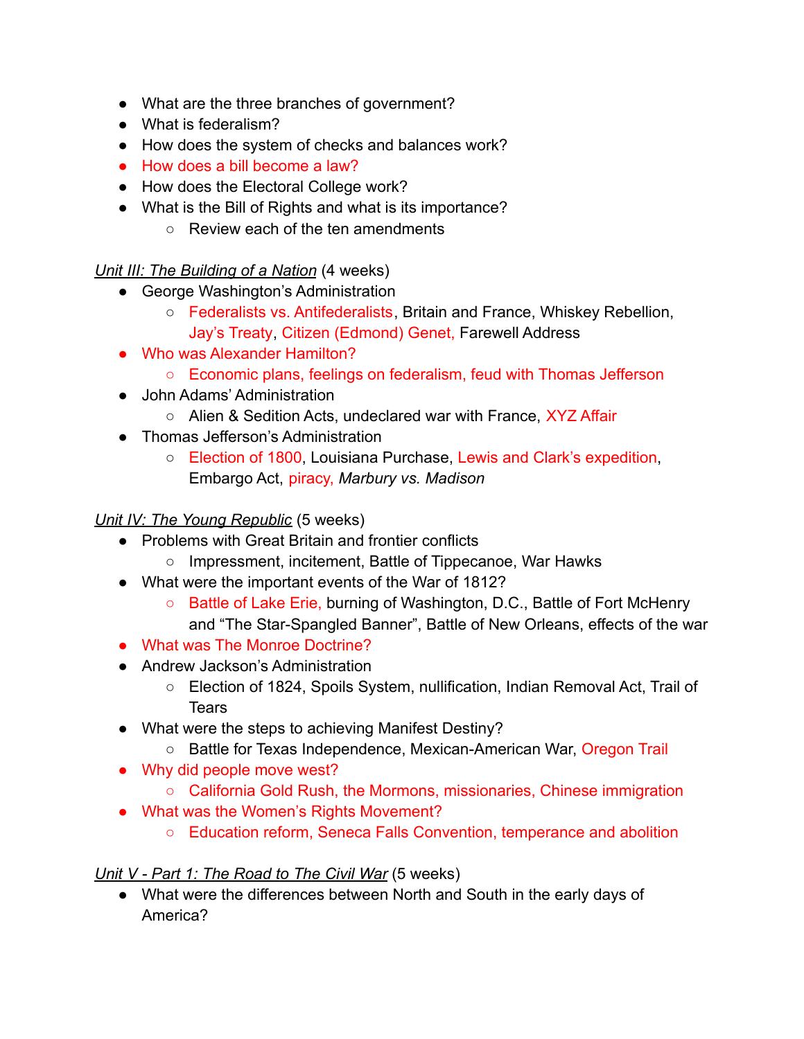- What are the three branches of government?
- What is federalism?
- How does the system of checks and balances work?
- How does a bill become a law?
- How does the Electoral College work?
- What is the Bill of Rights and what is its importance?
  - Review each of the ten amendments

*<u>Unit III: The Building of a Nation</u>* (4 weeks)

- George Washington's Administration
  - Federalists vs. Antifederalists, Britain and France, Whiskey Rebellion, Jay's Treaty, Citizen (Edmond) Genet, Farewell Address
- Who was Alexander Hamilton?
  - Economic plans, feelings on federalism, feud with Thomas Jefferson
- John Adams' Administration
  - Alien & Sedition Acts, undeclared war with France, XYZ Affair
- Thomas Jefferson's Administration
  - Election of 1800, Louisiana Purchase, Lewis and Clark's expedition, Embargo Act, piracy, *Marbury vs. Madison*

*<u>Unit IV: The Young Republic</u>* (5 weeks)

- Problems with Great Britain and frontier conflicts
  - Impressment, incitement, Battle of Tippecanoe, War Hawks
- What were the important events of the War of 1812?
  - Battle of Lake Erie, burning of Washington, D.C., Battle of Fort McHenry and "The Star-Spangled Banner", Battle of New Orleans, effects of the war
- What was The Monroe Doctrine?
- Andrew Jackson's Administration
  - Election of 1824, Spoils System, nullification, Indian Removal Act, Trail of Tears
- What were the steps to achieving Manifest Destiny?
  - Battle for Texas Independence, Mexican-American War, Oregon Trail
- Why did people move west?
  - California Gold Rush, the Mormons, missionaries, Chinese immigration
- What was the Women's Rights Movement?
  - Education reform, Seneca Falls Convention, temperance and abolition

*<u>Unit V - Part 1: The Road to The Civil War</u>* (5 weeks)

- What were the differences between North and South in the early days of America?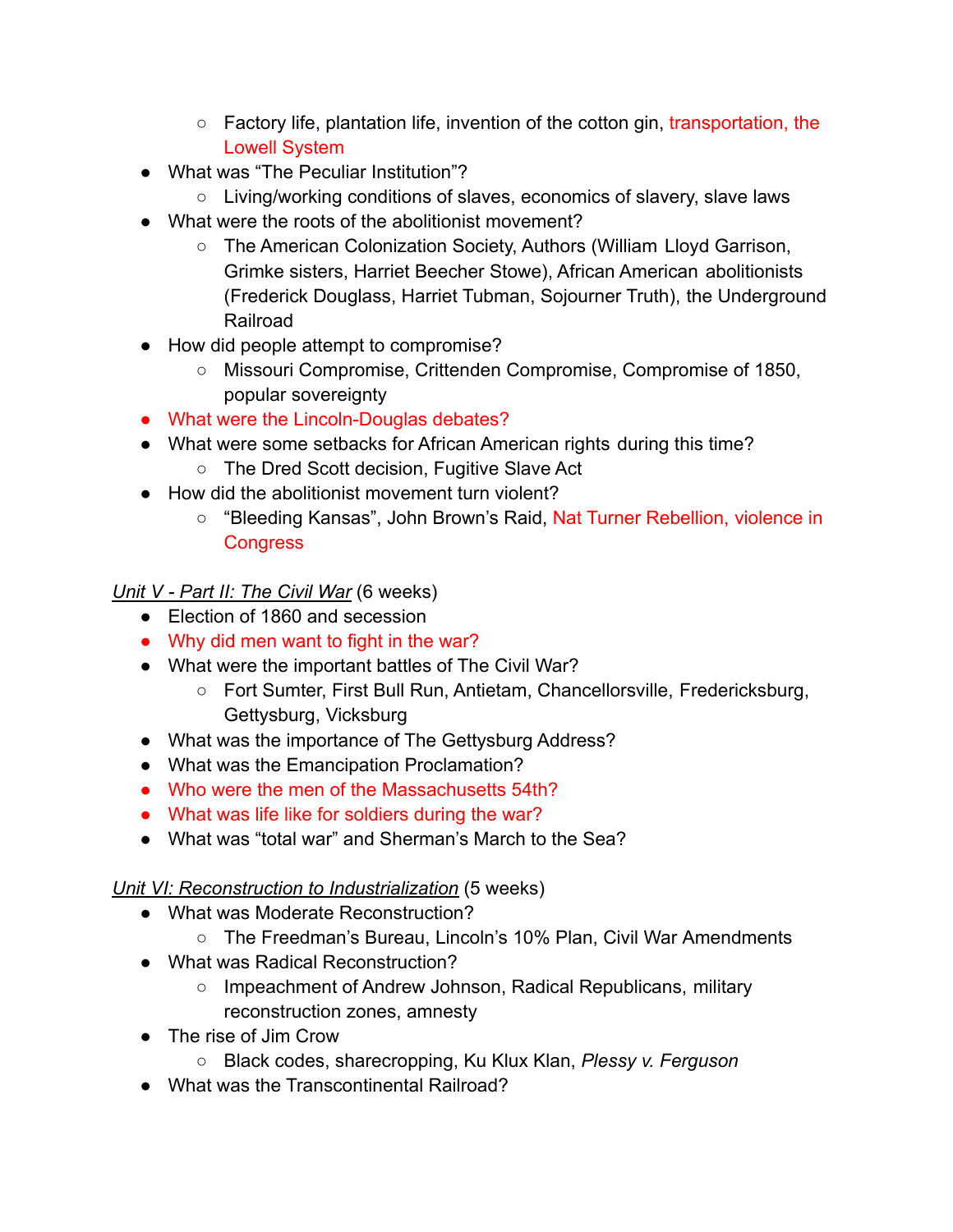- Factory life, plantation life, invention of the cotton gin, transportation, the Lowell System
- What was "The Peculiar Institution"?
    - Living/working conditions of slaves, economics of slavery, slave laws
- What were the roots of the abolitionist movement?
    - The American Colonization Society, Authors (William Lloyd Garrison, Grimke sisters, Harriet Beecher Stowe), African American abolitionists (Frederick Douglass, Harriet Tubman, Sojourner Truth), the Underground Railroad
- How did people attempt to compromise?
    - Missouri Compromise, Crittenden Compromise, Compromise of 1850, popular sovereignty
- What were the Lincoln-Douglas debates?
- What were some setbacks for African American rights during this time?
    - The Dred Scott decision, Fugitive Slave Act
- How did the abolitionist movement turn violent?
    - "Bleeding Kansas", John Brown's Raid, Nat Turner Rebellion, violence in Congress

*Unit V - Part II: The Civil War* (6 weeks)

- Election of 1860 and secession
- Why did men want to fight in the war?
- What were the important battles of The Civil War?
    - Fort Sumter, First Bull Run, Antietam, Chancellorsville, Fredericksburg, Gettysburg, Vicksburg
- What was the importance of The Gettysburg Address?
- What was the Emancipation Proclamation?
- Who were the men of the Massachusetts 54th?
- What was life like for soldiers during the war?
- What was "total war" and Sherman's March to the Sea?

*Unit VI: Reconstruction to Industrialization* (5 weeks)

- What was Moderate Reconstruction?
    - The Freedman's Bureau, Lincoln's 10% Plan, Civil War Amendments
- What was Radical Reconstruction?
    - Impeachment of Andrew Johnson, Radical Republicans, military reconstruction zones, amnesty
- The rise of Jim Crow
    - Black codes, sharecropping, Ku Klux Klan, *Plessy v. Ferguson*
- What was the Transcontinental Railroad?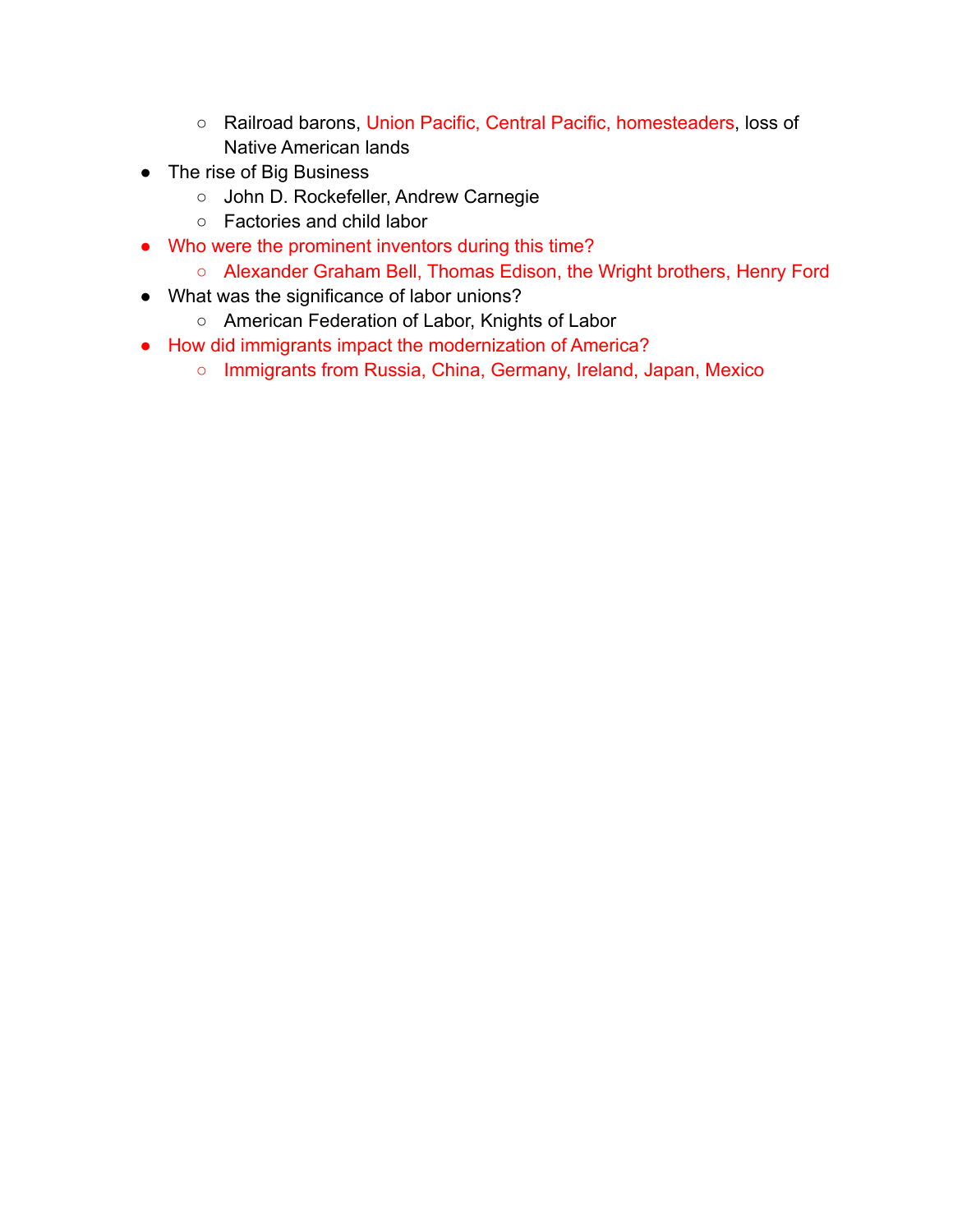- Railroad barons, Union Pacific, Central Pacific, homesteaders, loss of Native American lands
- The rise of Big Business
  - John D. Rockefeller, Andrew Carnegie
  - Factories and child labor
- Who were the prominent inventors during this time?
  - Alexander Graham Bell, Thomas Edison, the Wright brothers, Henry Ford
- What was the significance of labor unions?
  - American Federation of Labor, Knights of Labor
- How did immigrants impact the modernization of America?
  - Immigrants from Russia, China, Germany, Ireland, Japan, Mexico